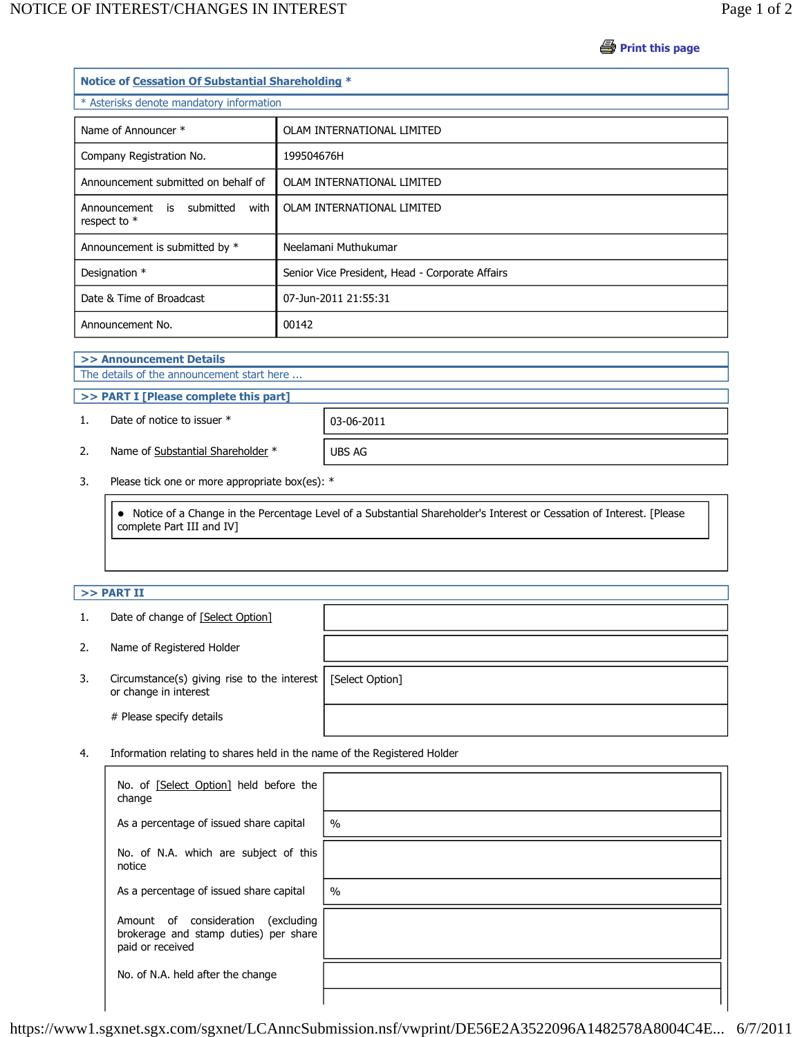Print this page

## Notice of Cessation Of Substantial Shareholding *

* Asterisks denote mandatory information

| | |
|---|---|
| Name of Announcer * | OLAM INTERNATIONAL LIMITED |
| Company Registration No. | 199504676H |
| Announcement submitted on behalf of | OLAM INTERNATIONAL LIMITED |
| Announcement is submitted with respect to * | OLAM INTERNATIONAL LIMITED |
| Announcement is submitted by * | Neelamani Muthukumar |
| Designation * | Senior Vice President, Head - Corporate Affairs |
| Date & Time of Broadcast | 07-Jun-2011 21:55:31 |
| Announcement No. | 00142 |

### >> Announcement Details

The details of the announcement start here ...

### >> PART I [Please complete this part]

1. Date of notice to issuer * — 03-06-2011
2. Name of Substantial Shareholder * — UBS AG
3. Please tick one or more appropriate box(es): *

   - Notice of a Change in the Percentage Level of a Substantial Shareholder's Interest or Cessation of Interest. [Please complete Part III and IV]

### >> PART II

1. Date of change of [Select Option]
2. Name of Registered Holder
3. Circumstance(s) giving rise to the interest or change in interest — [Select Option]

   # Please specify details

4. Information relating to shares held in the name of the Registered Holder

| | |
|---|---|
| No. of [Select Option] held before the change | |
| As a percentage of issued share capital | % |
| No. of N.A. which are subject of this notice | |
| As a percentage of issued share capital | % |
| Amount of consideration (excluding brokerage and stamp duties) per share paid or received | |
| No. of N.A. held after the change | |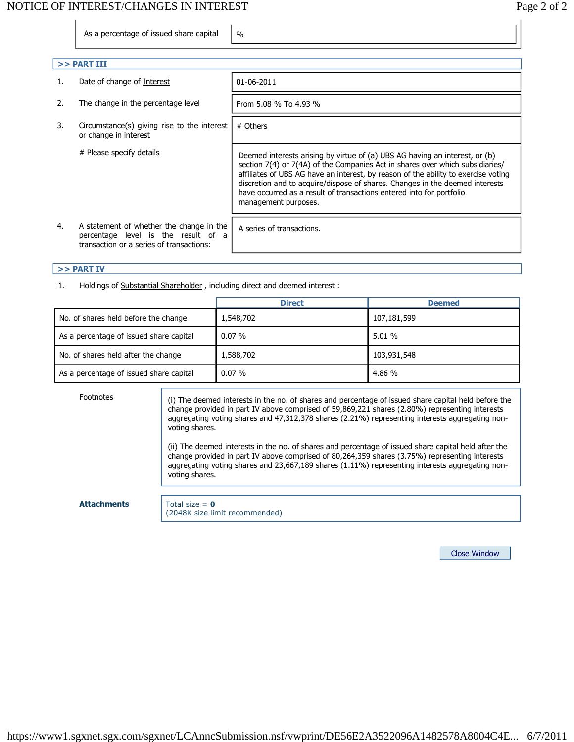| | |
|---|---|
| As a percentage of issued share capital | % |

## >> PART III

| | | |
|---|---|---|
| 1. | Date of change of Interest | 01-06-2011 |
| 2. | The change in the percentage level | From 5.08 % To 4.93 % |
| 3. | Circumstance(s) giving rise to the interest or change in interest | # Others |
| | # Please specify details | Deemed interests arising by virtue of (a) UBS AG having an interest, or (b) section 7(4) or 7(4A) of the Companies Act in shares over which subsidiaries/ affiliates of UBS AG have an interest, by reason of the ability to exercise voting discretion and to acquire/dispose of shares. Changes in the deemed interests have occurred as a result of transactions entered into for portfolio management purposes. |
| 4. | A statement of whether the change in the percentage level is the result of a transaction or a series of transactions: | A series of transactions. |

## >> PART IV

1. Holdings of Substantial Shareholder , including direct and deemed interest :

| | Direct | Deemed |
|---|---|---|
| No. of shares held before the change | 1,548,702 | 107,181,599 |
| As a percentage of issued share capital | 0.07 % | 5.01 % |
| No. of shares held after the change | 1,588,702 | 103,931,548 |
| As a percentage of issued share capital | 0.07 % | 4.86 % |

**Footnotes**

(i) The deemed interests in the no. of shares and percentage of issued share capital held before the change provided in part IV above comprised of 59,869,221 shares (2.80%) representing interests aggregating voting shares and 47,312,378 shares (2.21%) representing interests aggregating non-voting shares.

(ii) The deemed interests in the no. of shares and percentage of issued share capital held after the change provided in part IV above comprised of 80,264,359 shares (3.75%) representing interests aggregating voting shares and 23,667,189 shares (1.11%) representing interests aggregating non-voting shares.

**Attachments**

Total size = **0**
(2048K size limit recommended)

Close Window